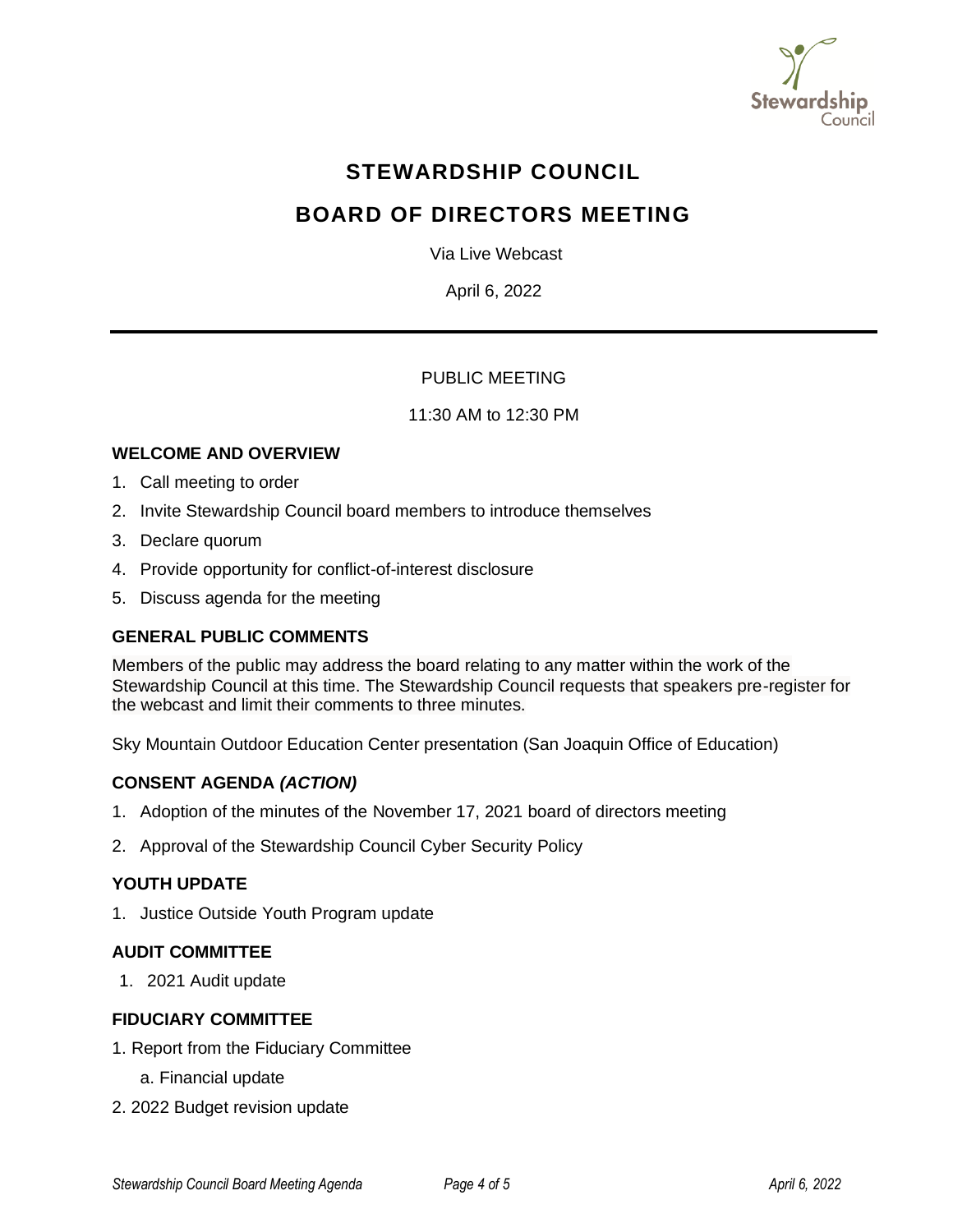# STEWARDSHIP COUNCIL

# BOARD OF DIRECTORS MEETING

Via Live Webcast

April 6, 2022

---

PUBLIC MEETING

11:30 AM to 12:30 PM

### WELCOME AND OVERVIEW

1. Call meeting to order
2. Invite Stewardship Council board members to introduce themselves
3. Declare quorum
4. Provide opportunity for conflict-of-interest disclosure
5. Discuss agenda for the meeting

### GENERAL PUBLIC COMMENTS

Members of the public may address the board relating to any matter within the work of the Stewardship Council at this time. The Stewardship Council requests that speakers pre-register for the webcast and limit their comments to three minutes.

Sky Mountain Outdoor Education Center presentation (San Joaquin Office of Education)

### CONSENT AGENDA *(ACTION)*

1. Adoption of the minutes of the November 17, 2021 board of directors meeting
2. Approval of the Stewardship Council Cyber Security Policy

### YOUTH UPDATE

1. Justice Outside Youth Program update

### AUDIT COMMITTEE

1. 2021 Audit update

### FIDUCIARY COMMITTEE

1. Report from the Fiduciary Committee
   a. Financial update
2. 2022 Budget revision update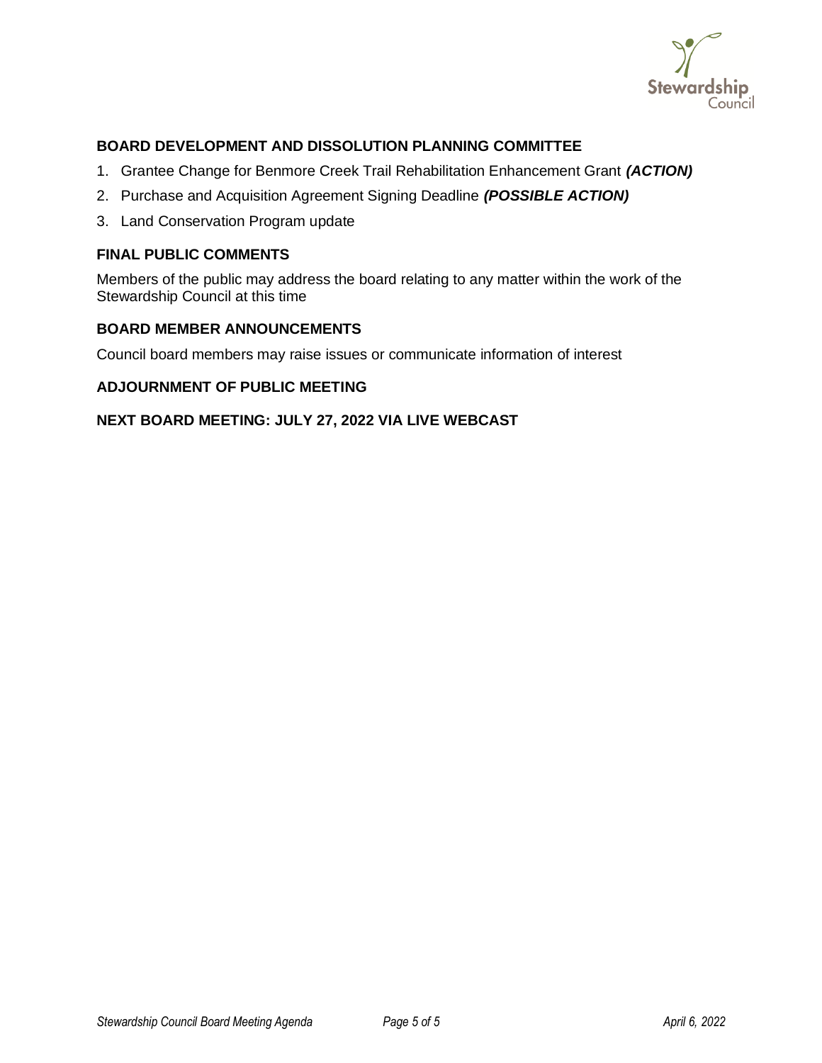## BOARD DEVELOPMENT AND DISSOLUTION PLANNING COMMITTEE

1. Grantee Change for Benmore Creek Trail Rehabilitation Enhancement Grant ***(ACTION)***
2. Purchase and Acquisition Agreement Signing Deadline ***(POSSIBLE ACTION)***
3. Land Conservation Program update

## FINAL PUBLIC COMMENTS

Members of the public may address the board relating to any matter within the work of the Stewardship Council at this time

## BOARD MEMBER ANNOUNCEMENTS

Council board members may raise issues or communicate information of interest

## ADJOURNMENT OF PUBLIC MEETING

## NEXT BOARD MEETING: JULY 27, 2022 VIA LIVE WEBCAST